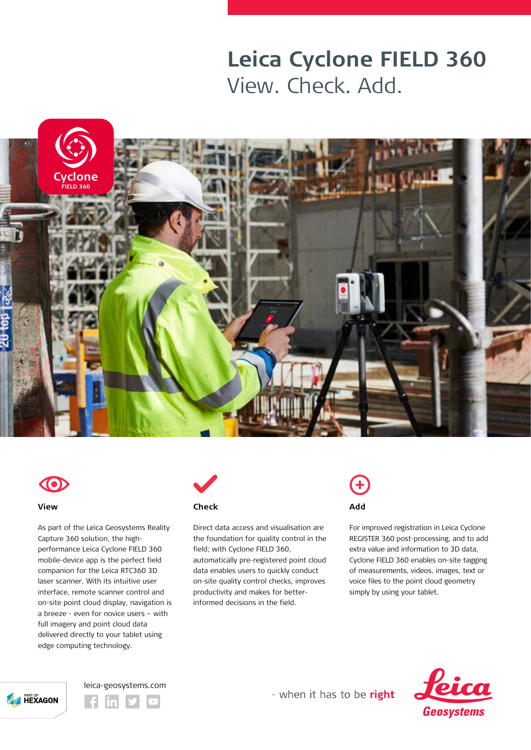# Leica Cyclone FIELD 360

View. Check. Add.

### View

As part of the Leica Geosystems Reality Capture 360 solution, the high-performance Leica Cyclone FIELD 360 mobile-device app is the perfect field companion for the Leica RTC360 3D laser scanner. With its intuitive user interface, remote scanner control and on-site point cloud display, navigation is a breeze - even for novice users – with full imagery and point cloud data delivered directly to your tablet using edge computing technology.

### Check

Direct data access and visualisation are the foundation for quality control in the field; with Cyclone FIELD 360, automatically pre-registered point cloud data enables users to quickly conduct on-site quality control checks, improves productivity and makes for better-informed decisions in the field.

### Add

For improved registration in Leica Cyclone REGISTER 360 post-processing, and to add extra value and information to 3D data, Cyclone FIELD 360 enables on-site tagging of measurements, videos, images, text or voice files to the point cloud geometry simply by using your tablet.

leica-geosystems.com

- when it has to be **right**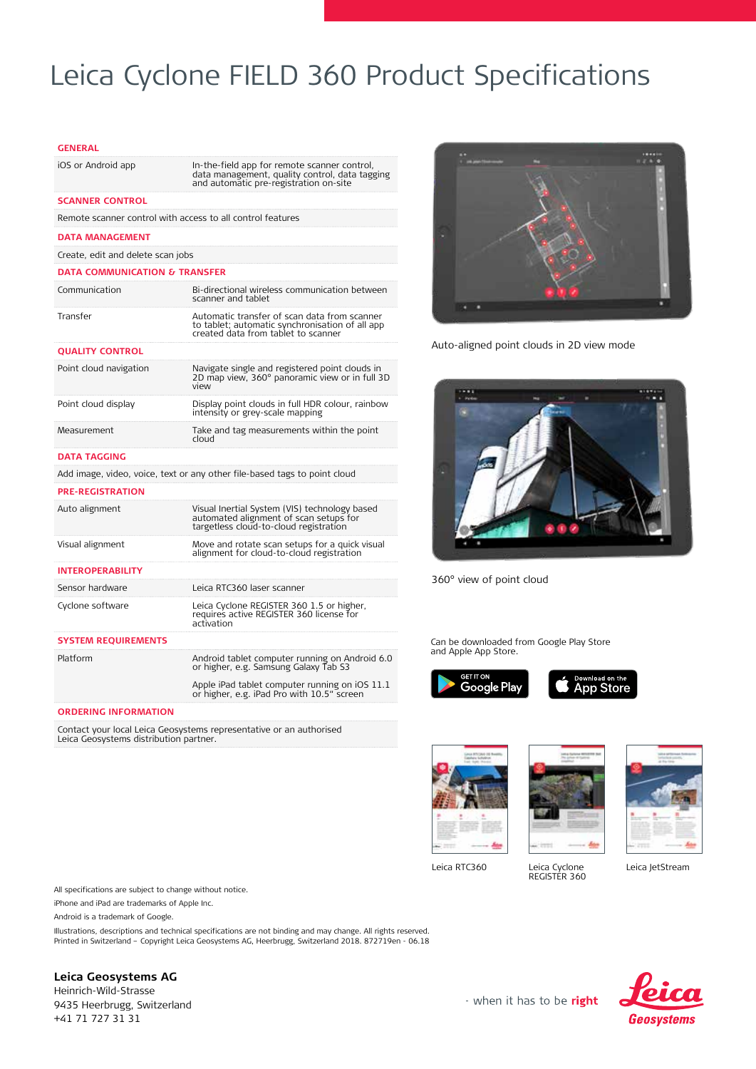# Leica Cyclone FIELD 360 Product Specifications

| | |
|---|---|
| **GENERAL** | |
| iOS or Android app | In-the-field app for remote scanner control, data management, quality control, data tagging and automatic pre-registration on-site |
| **SCANNER CONTROL** | |
| Remote scanner control with access to all control features | |
| **DATA MANAGEMENT** | |
| Create, edit and delete scan jobs | |
| **DATA COMMUNICATION & TRANSFER** | |
| Communication | Bi-directional wireless communication between scanner and tablet |
| Transfer | Automatic transfer of scan data from scanner to tablet; automatic synchronisation of all app created data from tablet to scanner |
| **QUALITY CONTROL** | |
| Point cloud navigation | Navigate single and registered point clouds in 2D map view, 360° panoramic view or in full 3D view |
| Point cloud display | Display point clouds in full HDR colour, rainbow intensity or grey-scale mapping |
| Measurement | Take and tag measurements within the point cloud |
| **DATA TAGGING** | |
| Add image, video, voice, text or any other file-based tags to point cloud | |
| **PRE-REGISTRATION** | |
| Auto alignment | Visual Inertial System (VIS) technology based automated alignment of scan setups for targetless cloud-to-cloud registration |
| Visual alignment | Move and rotate scan setups for a quick visual alignment for cloud-to-cloud registration |
| **INTEROPERABILITY** | |
| Sensor hardware | Leica RTC360 laser scanner |
| Cyclone software | Leica Cyclone REGISTER 360 1.5 or higher, requires active REGISTER 360 license for activation |
| **SYSTEM REQUIREMENTS** | |
| Platform | Android tablet computer running on Android 6.0 or higher, e.g. Samsung Galaxy Tab S3 |
| | Apple iPad tablet computer running on iOS 11.1 or higher, e.g. iPad Pro with 10.5" screen |
| **ORDERING INFORMATION** | |
| Contact your local Leica Geosystems representative or an authorised Leica Geosystems distribution partner. | |

Auto-aligned point clouds in 2D view mode

360° view of point cloud

Can be downloaded from Google Play Store and Apple App Store.

GET IT ON Google Play

Download on the App Store

Leica RTC360

Leica Cyclone REGISTER 360

Leica JetStream

All specifications are subject to change without notice.

iPhone and iPad are trademarks of Apple Inc.

Android is a trademark of Google.

Illustrations, descriptions and technical specifications are not binding and may change. All rights reserved.
Printed in Switzerland – Copyright Leica Geosystems AG, Heerbrugg, Switzerland 2018. 872719en - 06.18

**Leica Geosystems AG**
Heinrich-Wild-Strasse
9435 Heerbrugg, Switzerland
+41 71 727 31 31

- when it has to be **right**

Leica Geosystems